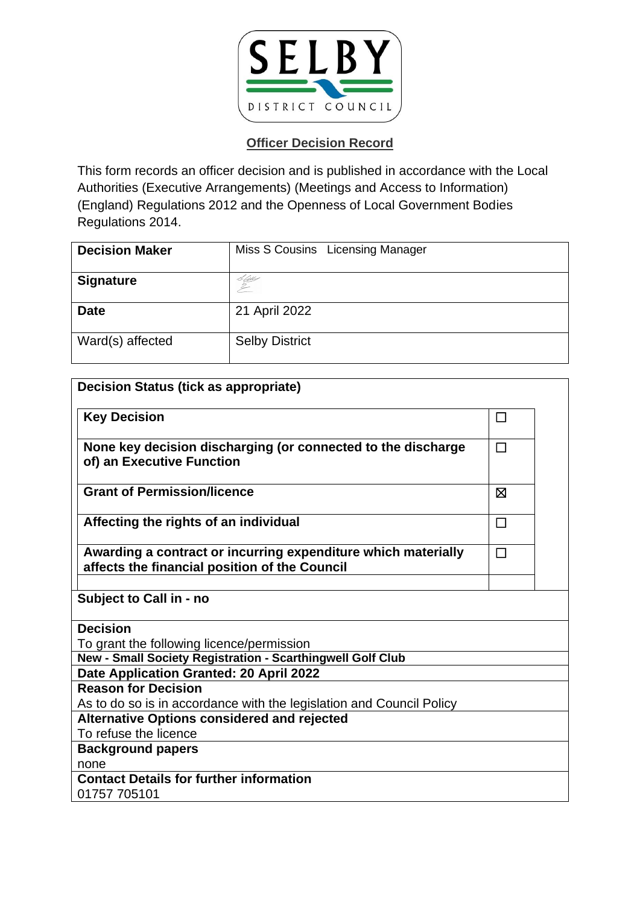SELBY DISTRICT COUNCIL

## Officer Decision Record

This form records an officer decision and is published in accordance with the Local Authorities (Executive Arrangements) (Meetings and Access to Information) (England) Regulations 2012 and the Openness of Local Government Bodies Regulations 2014.

| **Decision Maker** | Miss S Cousins   Licensing Manager |
|---|---|
| **Signature** | |
| **Date** | 21 April 2022 |
| Ward(s) affected | Selby District |

**Decision Status (tick as appropriate)**

| | |
|---|---|
| **Key Decision** | ☐ |
| **None key decision discharging (or connected to the discharge of) an Executive Function** | ☐ |
| **Grant of Permission/licence** | ☒ |
| **Affecting the rights of an individual** | ☐ |
| **Awarding a contract or incurring expenditure which materially affects the financial position of the Council** | ☐ |

**Subject to Call in - no**

**Decision**
To grant the following licence/permission

**New - Small Society Registration - Scarthingwell Golf Club**

**Date Application Granted: 20 April 2022**

**Reason for Decision**
As to do so is in accordance with the legislation and Council Policy

**Alternative Options considered and rejected**
To refuse the licence

**Background papers**
none

**Contact Details for further information**
01757 705101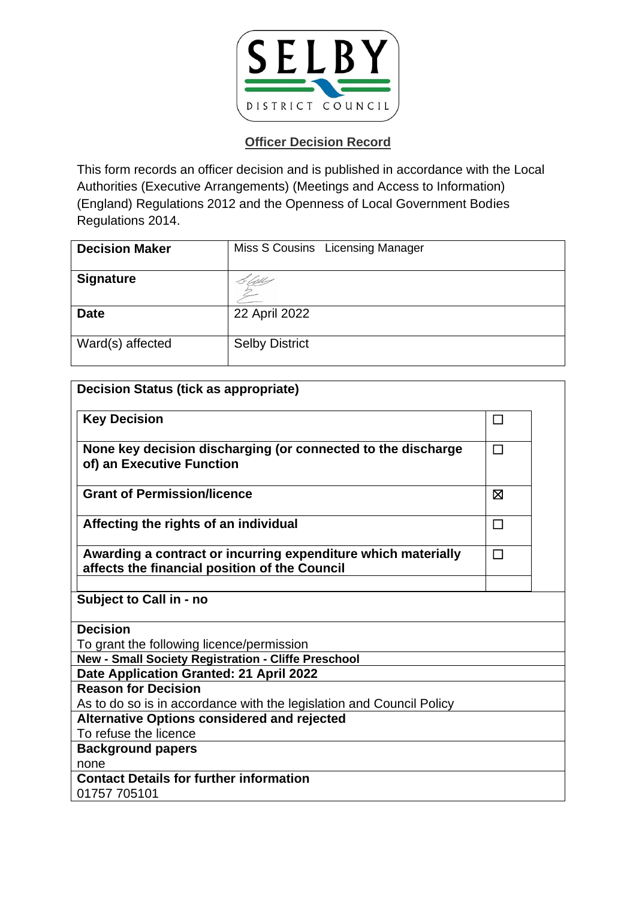SELBY

DISTRICT COUNCIL

## Officer Decision Record

This form records an officer decision and is published in accordance with the Local Authorities (Executive Arrangements) (Meetings and Access to Information) (England) Regulations 2012 and the Openness of Local Government Bodies Regulations 2014.

| | |
|---|---|
| **Decision Maker** | Miss S Cousins   Licensing Manager |
| **Signature** | |
| **Date** | 22 April 2022 |
| Ward(s) affected | Selby District |

**Decision Status (tick as appropriate)**

| | |
|---|---|
| **Key Decision** | ☐ |
| **None key decision discharging (or connected to the discharge of) an Executive Function** | ☐ |
| **Grant of Permission/licence** | ☒ |
| **Affecting the rights of an individual** | ☐ |
| **Awarding a contract or incurring expenditure which materially affects the financial position of the Council** | ☐ |

**Subject to Call in - no**

**Decision**
To grant the following licence/permission

**New - Small Society Registration - Cliffe Preschool**

**Date Application Granted: 21 April 2022**

**Reason for Decision**
As to do so is in accordance with the legislation and Council Policy

**Alternative Options considered and rejected**
To refuse the licence

**Background papers**
none

**Contact Details for further information**
01757 705101